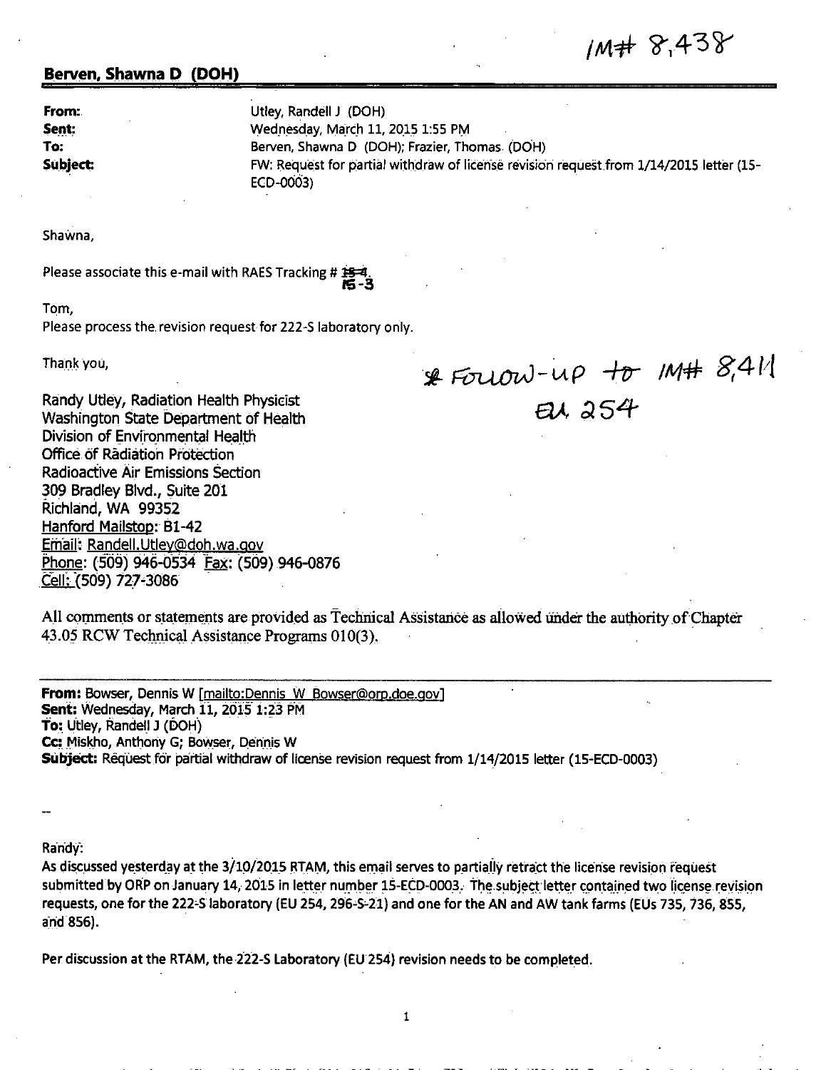IM# 8,438

**Berven, Shawna D (DOH)**

**From:** Utley, Randell J (DOH)
**Sent:** Wednesday, March 11, 2015 1:55 PM
**To:** Berven, Shawna D (DOH); Frazier, Thomas (DOH)
**Subject:** FW: Request for partial withdraw of license revision request from 1/14/2015 letter (15-ECD-0003)

Shawna,

Please associate this e-mail with RAES Tracking # ~~15-4~~ 15-3.

Tom,
Please process the revision request for 222-S laboratory only.

Thank you,

* Follow-up to IM# 8,411
EU 254

Randy Utley, Radiation Health Physicist
Washington State Department of Health
Division of Environmental Health
Office of Radiation Protection
Radioactive Air Emissions Section
309 Bradley Blvd., Suite 201
Richland, WA 99352
Hanford Mailstop: B1-42
Email: Randell.Utley@doh.wa.gov
Phone: (509) 946-0534 Fax: (509) 946-0876
Cell: (509) 727-3086

All comments or statements are provided as Technical Assistance as allowed under the authority of Chapter 43.05 RCW Technical Assistance Programs 010(3).

---

**From:** Bowser, Dennis W [mailto:Dennis_W_Bowser@orp.doe.gov]
**Sent:** Wednesday, March 11, 2015 1:23 PM
**To:** Utley, Randell J (DOH)
**Cc:** Miskho, Anthony G; Bowser, Dennis W
**Subject:** Request for partial withdraw of license revision request from 1/14/2015 letter (15-ECD-0003)

--

Randy:
As discussed yesterday at the 3/10/2015 RTAM, this email serves to partially retract the license revision request submitted by ORP on January 14, 2015 in letter number 15-ECD-0003. The subject letter contained two license revision requests, one for the 222-S laboratory (EU 254, 296-S-21) and one for the AN and AW tank farms (EUs 735, 736, 855, and 856).

Per discussion at the RTAM, the 222-S Laboratory (EU 254) revision needs to be completed.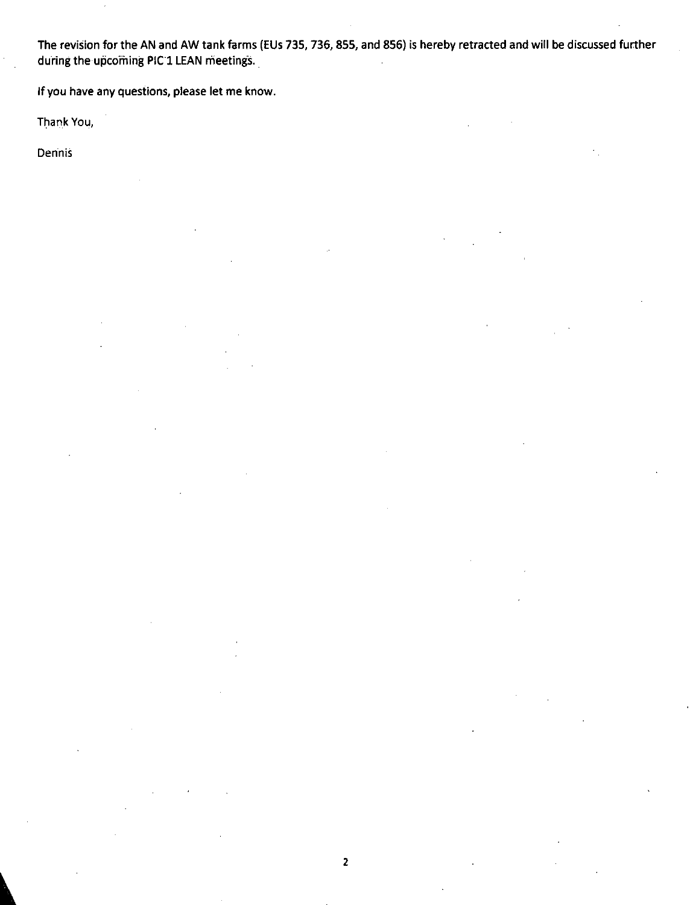The revision for the AN and AW tank farms (EUs 735, 736, 855, and 856) is hereby retracted and will be discussed further during the upcoming PIC 1 LEAN meetings.

If you have any questions, please let me know.

Thank You,

Dennis